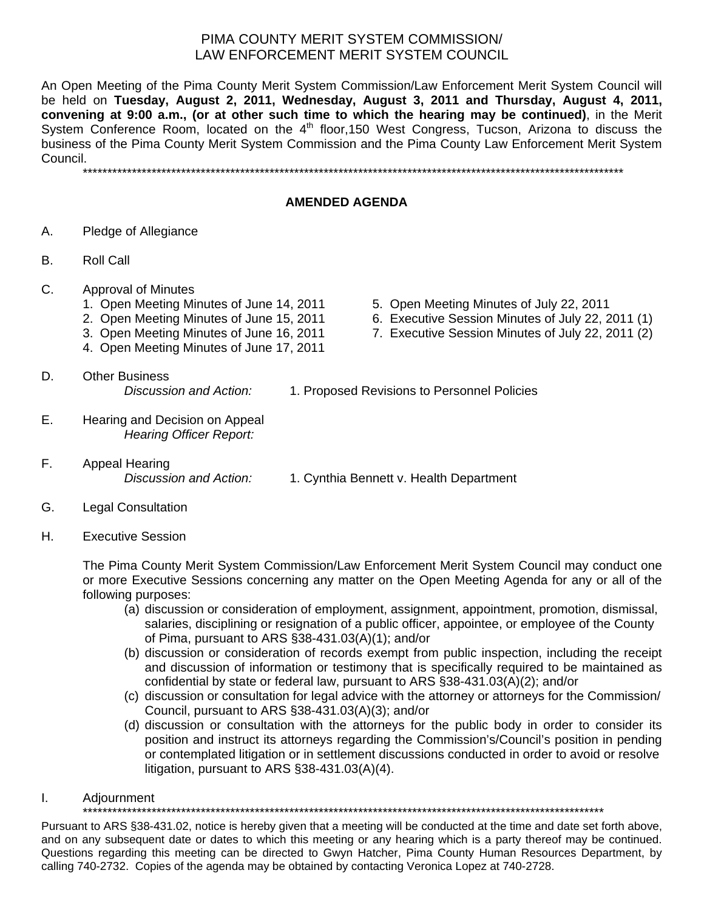# PIMA COUNTY MERIT SYSTEM COMMISSION/
# LAW ENFORCEMENT MERIT SYSTEM COUNCIL

An Open Meeting of the Pima County Merit System Commission/Law Enforcement Merit System Council will be held on **Tuesday, August 2, 2011, Wednesday, August 3, 2011 and Thursday, August 4, 2011, convening at 9:00 a.m., (or at other such time to which the hearing may be continued)**, in the Merit System Conference Room, located on the 4th floor,150 West Congress, Tucson, Arizona to discuss the business of the Pima County Merit System Commission and the Pima County Law Enforcement Merit System Council.

\*\*\*\*\*\*\*\*\*\*\*\*\*\*\*\*\*\*\*\*\*\*\*\*\*\*\*\*\*\*\*\*\*\*\*\*\*\*\*\*\*\*\*\*\*\*\*\*\*\*\*\*\*\*\*\*\*\*\*\*\*\*\*\*\*\*\*\*\*\*\*\*\*\*\*\*\*\*\*\*\*\*\*\*\*\*\*\*\*\*\*\*\*\*\*\*\*\*\*\*\*\*\*\*\*\*\*\*\*\*

## AMENDED AGENDA

A. Pledge of Allegiance

B. Roll Call

C. Approval of Minutes
   1. Open Meeting Minutes of June 14, 2011
   2. Open Meeting Minutes of June 15, 2011
   3. Open Meeting Minutes of June 16, 2011
   4. Open Meeting Minutes of June 17, 2011
   5. Open Meeting Minutes of July 22, 2011
   6. Executive Session Minutes of July 22, 2011 (1)
   7. Executive Session Minutes of July 22, 2011 (2)

D. Other Business
   *Discussion and Action:* 1. Proposed Revisions to Personnel Policies

E. Hearing and Decision on Appeal
   *Hearing Officer Report:*

F. Appeal Hearing
   *Discussion and Action:* 1. Cynthia Bennett v. Health Department

G. Legal Consultation

H. Executive Session

   The Pima County Merit System Commission/Law Enforcement Merit System Council may conduct one or more Executive Sessions concerning any matter on the Open Meeting Agenda for any or all of the following purposes:
   - (a) discussion or consideration of employment, assignment, appointment, promotion, dismissal, salaries, disciplining or resignation of a public officer, appointee, or employee of the County of Pima, pursuant to ARS §38-431.03(A)(1); and/or
   - (b) discussion or consideration of records exempt from public inspection, including the receipt and discussion of information or testimony that is specifically required to be maintained as confidential by state or federal law, pursuant to ARS §38-431.03(A)(2); and/or
   - (c) discussion or consultation for legal advice with the attorney or attorneys for the Commission/ Council, pursuant to ARS §38-431.03(A)(3); and/or
   - (d) discussion or consultation with the attorneys for the public body in order to consider its position and instruct its attorneys regarding the Commission's/Council's position in pending or contemplated litigation or in settlement discussions conducted in order to avoid or resolve litigation, pursuant to ARS §38-431.03(A)(4).

I. Adjournment

\*\*\*\*\*\*\*\*\*\*\*\*\*\*\*\*\*\*\*\*\*\*\*\*\*\*\*\*\*\*\*\*\*\*\*\*\*\*\*\*\*\*\*\*\*\*\*\*\*\*\*\*\*\*\*\*\*\*\*\*\*\*\*\*\*\*\*\*\*\*\*\*\*\*\*\*\*\*\*\*\*\*\*\*\*\*\*\*\*\*\*\*\*\*\*\*\*\*\*\*\*\*\*\*\*\*\*\*

Pursuant to ARS §38-431.02, notice is hereby given that a meeting will be conducted at the time and date set forth above, and on any subsequent date or dates to which this meeting or any hearing which is a party thereof may be continued. Questions regarding this meeting can be directed to Gwyn Hatcher, Pima County Human Resources Department, by calling 740-2732. Copies of the agenda may be obtained by contacting Veronica Lopez at 740-2728.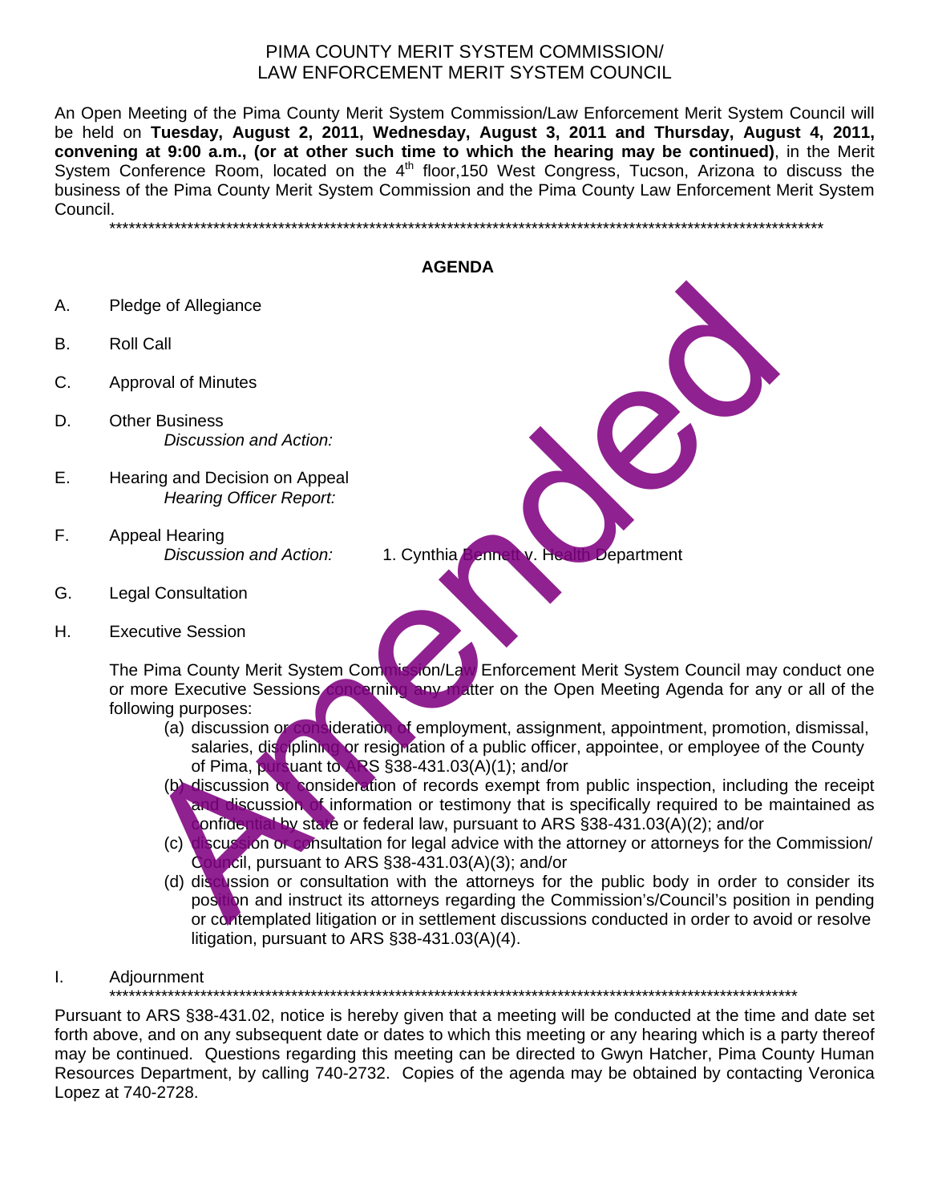# PIMA COUNTY MERIT SYSTEM COMMISSION/ LAW ENFORCEMENT MERIT SYSTEM COUNCIL

An Open Meeting of the Pima County Merit System Commission/Law Enforcement Merit System Council will be held on **Tuesday, August 2, 2011, Wednesday, August 3, 2011 and Thursday, August 4, 2011, convening at 9:00 a.m., (or at other such time to which the hearing may be continued)**, in the Merit System Conference Room, located on the 4th floor,150 West Congress, Tucson, Arizona to discuss the business of the Pima County Merit System Commission and the Pima County Law Enforcement Merit System Council.

\*\*\*\*\*\*\*\*\*\*\*\*\*\*\*\*\*\*\*\*\*\*\*\*\*\*\*\*\*\*\*\*\*\*\*\*\*\*\*\*\*\*\*\*\*\*\*\*\*\*\*\*\*\*\*\*\*\*\*\*\*\*\*\*\*\*\*\*\*\*\*\*\*\*\*\*\*\*\*\*\*\*\*\*\*\*\*\*\*\*\*\*\*\*\*\*\*\*\*\*\*\*\*\*\*\*\*\*\*\*

**AGENDA**

A. Pledge of Allegiance

B. Roll Call

C. Approval of Minutes

D. Other Business
*Discussion and Action:*

E. Hearing and Decision on Appeal
*Hearing Officer Report:*

F. Appeal Hearing
*Discussion and Action:* 1. Cynthia Bennett v. Health Department

G. Legal Consultation

H. Executive Session

The Pima County Merit System Commission/Law Enforcement Merit System Council may conduct one or more Executive Sessions concerning any matter on the Open Meeting Agenda for any or all of the following purposes:

(a) discussion or consideration of employment, assignment, appointment, promotion, dismissal, salaries, disciplining or resignation of a public officer, appointee, or employee of the County of Pima, pursuant to ARS §38-431.03(A)(1); and/or

(b) discussion or consideration of records exempt from public inspection, including the receipt and discussion of information or testimony that is specifically required to be maintained as confidential by state or federal law, pursuant to ARS §38-431.03(A)(2); and/or

(c) discussion or consultation for legal advice with the attorney or attorneys for the Commission/ Council, pursuant to ARS §38-431.03(A)(3); and/or

(d) discussion or consultation with the attorneys for the public body in order to consider its position and instruct its attorneys regarding the Commission's/Council's position in pending or contemplated litigation or in settlement discussions conducted in order to avoid or resolve litigation, pursuant to ARS §38-431.03(A)(4).

I. Adjournment

\*\*\*\*\*\*\*\*\*\*\*\*\*\*\*\*\*\*\*\*\*\*\*\*\*\*\*\*\*\*\*\*\*\*\*\*\*\*\*\*\*\*\*\*\*\*\*\*\*\*\*\*\*\*\*\*\*\*\*\*\*\*\*\*\*\*\*\*\*\*\*\*\*\*\*\*\*\*\*\*\*\*\*\*\*\*\*\*\*\*\*\*\*\*\*\*\*\*\*\*\*\*\*\*\*\*\*\*

Pursuant to ARS §38-431.02, notice is hereby given that a meeting will be conducted at the time and date set forth above, and on any subsequent date or dates to which this meeting or any hearing which is a party thereof may be continued. Questions regarding this meeting can be directed to Gwyn Hatcher, Pima County Human Resources Department, by calling 740-2732. Copies of the agenda may be obtained by contacting Veronica Lopez at 740-2728.

Amended